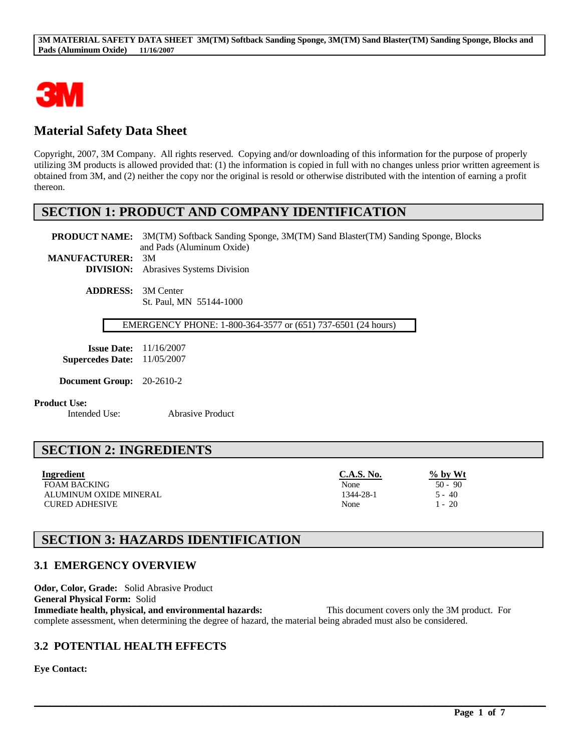# Material Safety Data Sheet

Copyright, 2007, 3M Company. All rights reserved. Copying and/or downloading of this information for the purpose of properly utilizing 3M products is allowed provided that: (1) the information is copied in full with no changes unless prior written agreement is obtained from 3M, and (2) neither the copy nor the original is resold or otherwise distributed with the intention of earning a profit thereon.

## SECTION 1: PRODUCT AND COMPANY IDENTIFICATION

**PRODUCT NAME:** 3M(TM) Softback Sanding Sponge, 3M(TM) Sand Blaster(TM) Sanding Sponge, Blocks and Pads (Aluminum Oxide)
**MANUFACTURER:** 3M
**DIVISION:** Abrasives Systems Division

**ADDRESS:** 3M Center
St. Paul, MN 55144-1000

EMERGENCY PHONE: 1-800-364-3577 or (651) 737-6501 (24 hours)

**Issue Date:** 11/16/2007
**Supercedes Date:** 11/05/2007

**Document Group:** 20-2610-2

**Product Use:**
Intended Use: Abrasive Product

## SECTION 2: INGREDIENTS

| Ingredient | C.A.S. No. | % by Wt |
|---|---|---|
| FOAM BACKING | None | 50 - 90 |
| ALUMINUM OXIDE MINERAL | 1344-28-1 | 5 - 40 |
| CURED ADHESIVE | None | 1 - 20 |

## SECTION 3: HAZARDS IDENTIFICATION

### 3.1 EMERGENCY OVERVIEW

**Odor, Color, Grade:** Solid Abrasive Product
**General Physical Form:** Solid
**Immediate health, physical, and environmental hazards:** This document covers only the 3M product. For complete assessment, when determining the degree of hazard, the material being abraded must also be considered.

### 3.2 POTENTIAL HEALTH EFFECTS

**Eye Contact:**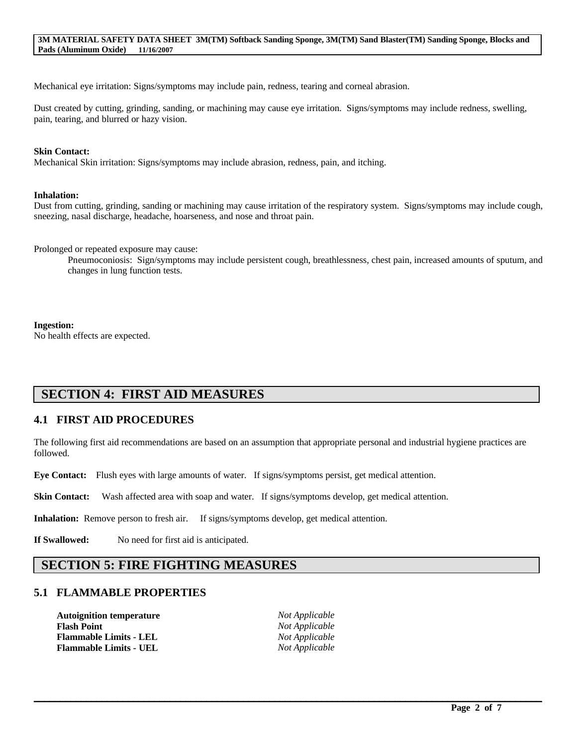Mechanical eye irritation: Signs/symptoms may include pain, redness, tearing and corneal abrasion.

Dust created by cutting, grinding, sanding, or machining may cause eye irritation. Signs/symptoms may include redness, swelling, pain, tearing, and blurred or hazy vision.

**Skin Contact:**
Mechanical Skin irritation: Signs/symptoms may include abrasion, redness, pain, and itching.

**Inhalation:**
Dust from cutting, grinding, sanding or machining may cause irritation of the respiratory system. Signs/symptoms may include cough, sneezing, nasal discharge, headache, hoarseness, and nose and throat pain.

Prolonged or repeated exposure may cause:

Pneumoconiosis: Sign/symptoms may include persistent cough, breathlessness, chest pain, increased amounts of sputum, and changes in lung function tests.

**Ingestion:**
No health effects are expected.

# SECTION 4: FIRST AID MEASURES

## 4.1 FIRST AID PROCEDURES

The following first aid recommendations are based on an assumption that appropriate personal and industrial hygiene practices are followed.

**Eye Contact:** Flush eyes with large amounts of water. If signs/symptoms persist, get medical attention.

**Skin Contact:** Wash affected area with soap and water. If signs/symptoms develop, get medical attention.

**Inhalation:** Remove person to fresh air. If signs/symptoms develop, get medical attention.

**If Swallowed:** No need for first aid is anticipated.

# SECTION 5: FIRE FIGHTING MEASURES

## 5.1 FLAMMABLE PROPERTIES

| | |
|---|---|
| **Autoignition temperature** | *Not Applicable* |
| **Flash Point** | *Not Applicable* |
| **Flammable Limits - LEL** | *Not Applicable* |
| **Flammable Limits - UEL** | *Not Applicable* |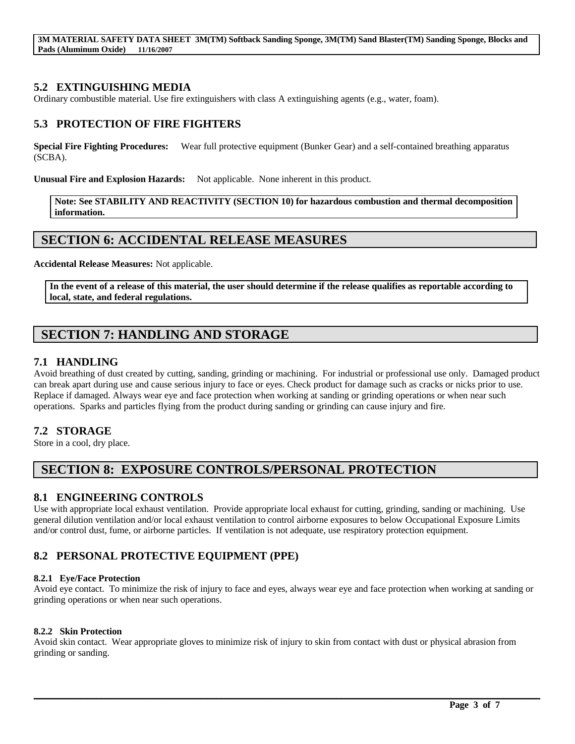### 5.2 EXTINGUISHING MEDIA

Ordinary combustible material. Use fire extinguishers with class A extinguishing agents (e.g., water, foam).

### 5.3 PROTECTION OF FIRE FIGHTERS

**Special Fire Fighting Procedures:** Wear full protective equipment (Bunker Gear) and a self-contained breathing apparatus (SCBA).

**Unusual Fire and Explosion Hazards:** Not applicable. None inherent in this product.

**Note: See STABILITY AND REACTIVITY (SECTION 10) for hazardous combustion and thermal decomposition information.**

## SECTION 6: ACCIDENTAL RELEASE MEASURES

**Accidental Release Measures:** Not applicable.

**In the event of a release of this material, the user should determine if the release qualifies as reportable according to local, state, and federal regulations.**

## SECTION 7: HANDLING AND STORAGE

### 7.1 HANDLING

Avoid breathing of dust created by cutting, sanding, grinding or machining. For industrial or professional use only. Damaged product can break apart during use and cause serious injury to face or eyes. Check product for damage such as cracks or nicks prior to use. Replace if damaged. Always wear eye and face protection when working at sanding or grinding operations or when near such operations. Sparks and particles flying from the product during sanding or grinding can cause injury and fire.

### 7.2 STORAGE

Store in a cool, dry place.

## SECTION 8: EXPOSURE CONTROLS/PERSONAL PROTECTION

### 8.1 ENGINEERING CONTROLS

Use with appropriate local exhaust ventilation. Provide appropriate local exhaust for cutting, grinding, sanding or machining. Use general dilution ventilation and/or local exhaust ventilation to control airborne exposures to below Occupational Exposure Limits and/or control dust, fume, or airborne particles. If ventilation is not adequate, use respiratory protection equipment.

### 8.2 PERSONAL PROTECTIVE EQUIPMENT (PPE)

#### 8.2.1 Eye/Face Protection

Avoid eye contact. To minimize the risk of injury to face and eyes, always wear eye and face protection when working at sanding or grinding operations or when near such operations.

#### 8.2.2 Skin Protection

Avoid skin contact. Wear appropriate gloves to minimize risk of injury to skin from contact with dust or physical abrasion from grinding or sanding.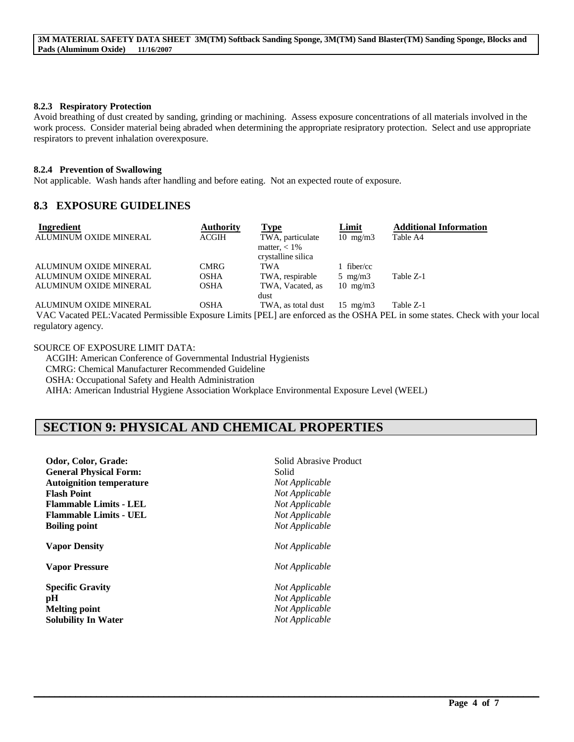#### 8.2.3 Respiratory Protection

Avoid breathing of dust created by sanding, grinding or machining. Assess exposure concentrations of all materials involved in the work process. Consider material being abraded when determining the appropriate resiratory protection. Select and use appropriate respirators to prevent inhalation overexposure.

#### 8.2.4 Prevention of Swallowing

Not applicable. Wash hands after handling and before eating. Not an expected route of exposure.

### 8.3 EXPOSURE GUIDELINES

| Ingredient | Authority | Type | Limit | Additional Information |
|---|---|---|---|---|
| ALUMINUM OXIDE MINERAL | ACGIH | TWA, particulate matter, < 1% crystalline silica | 10 mg/m3 | Table A4 |
| ALUMINUM OXIDE MINERAL | CMRG | TWA | 1 fiber/cc | |
| ALUMINUM OXIDE MINERAL | OSHA | TWA, respirable | 5 mg/m3 | Table Z-1 |
| ALUMINUM OXIDE MINERAL | OSHA | TWA, Vacated, as dust | 10 mg/m3 | |
| ALUMINUM OXIDE MINERAL | OSHA | TWA, as total dust | 15 mg/m3 | Table Z-1 |

VAC Vacated PEL:Vacated Permissible Exposure Limits [PEL] are enforced as the OSHA PEL in some states. Check with your local regulatory agency.

SOURCE OF EXPOSURE LIMIT DATA:

ACGIH: American Conference of Governmental Industrial Hygienists
CMRG: Chemical Manufacturer Recommended Guideline
OSHA: Occupational Safety and Health Administration
AIHA: American Industrial Hygiene Association Workplace Environmental Exposure Level (WEEL)

## SECTION 9: PHYSICAL AND CHEMICAL PROPERTIES

| | |
|---|---|
| **Odor, Color, Grade:** | Solid Abrasive Product |
| **General Physical Form:** | Solid |
| **Autoignition temperature** | *Not Applicable* |
| **Flash Point** | *Not Applicable* |
| **Flammable Limits - LEL** | *Not Applicable* |
| **Flammable Limits - UEL** | *Not Applicable* |
| **Boiling point** | *Not Applicable* |
| **Vapor Density** | *Not Applicable* |
| **Vapor Pressure** | *Not Applicable* |
| **Specific Gravity** | *Not Applicable* |
| **pH** | *Not Applicable* |
| **Melting point** | *Not Applicable* |
| **Solubility In Water** | *Not Applicable* |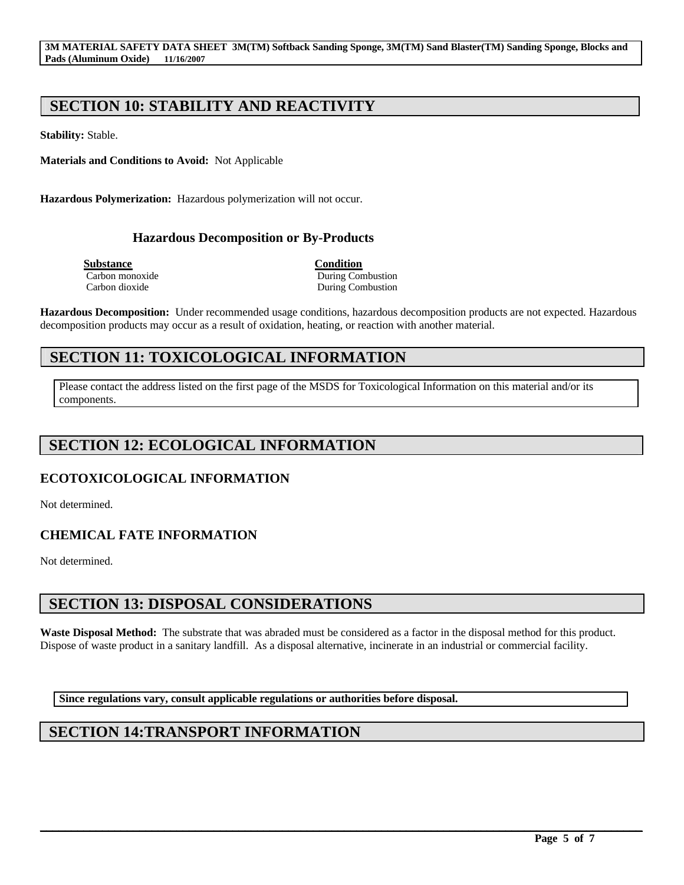## SECTION 10: STABILITY AND REACTIVITY

**Stability:** Stable.

**Materials and Conditions to Avoid:** Not Applicable

**Hazardous Polymerization:** Hazardous polymerization will not occur.

### Hazardous Decomposition or By-Products

| Substance | Condition |
| --- | --- |
| Carbon monoxide | During Combustion |
| Carbon dioxide | During Combustion |

**Hazardous Decomposition:** Under recommended usage conditions, hazardous decomposition products are not expected. Hazardous decomposition products may occur as a result of oxidation, heating, or reaction with another material.

## SECTION 11: TOXICOLOGICAL INFORMATION

Please contact the address listed on the first page of the MSDS for Toxicological Information on this material and/or its components.

## SECTION 12: ECOLOGICAL INFORMATION

### ECOTOXICOLOGICAL INFORMATION

Not determined.

### CHEMICAL FATE INFORMATION

Not determined.

## SECTION 13: DISPOSAL CONSIDERATIONS

**Waste Disposal Method:** The substrate that was abraded must be considered as a factor in the disposal method for this product. Dispose of waste product in a sanitary landfill. As a disposal alternative, incinerate in an industrial or commercial facility.

**Since regulations vary, consult applicable regulations or authorities before disposal.**

## SECTION 14:TRANSPORT INFORMATION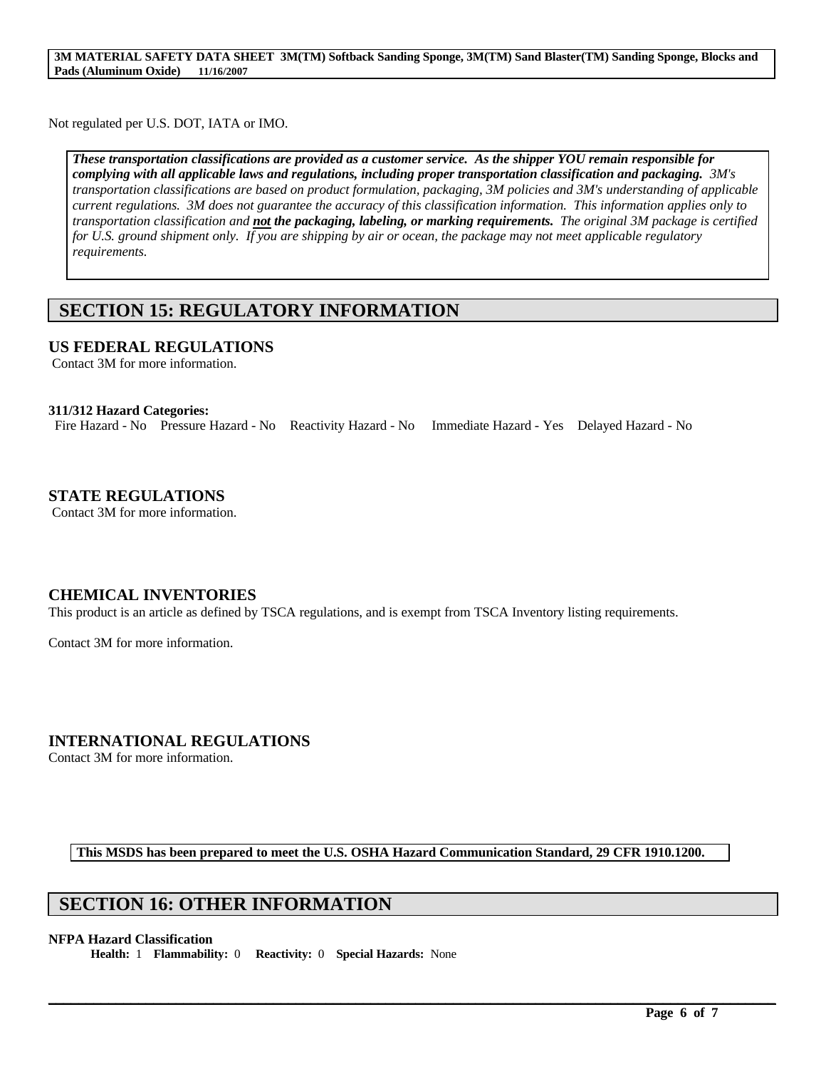Not regulated per U.S. DOT, IATA or IMO.

> ***These transportation classifications are provided as a customer service. As the shipper YOU remain responsible for complying with all applicable laws and regulations, including proper transportation classification and packaging.*** *3M's transportation classifications are based on product formulation, packaging, 3M policies and 3M's understanding of applicable current regulations. 3M does not guarantee the accuracy of this classification information. This information applies only to transportation classification and* ***not the packaging, labeling, or marking requirements.*** *The original 3M package is certified for U.S. ground shipment only. If you are shipping by air or ocean, the package may not meet applicable regulatory requirements.*

## SECTION 15: REGULATORY INFORMATION

### US FEDERAL REGULATIONS

Contact 3M for more information.

**311/312 Hazard Categories:**

Fire Hazard - No    Pressure Hazard - No    Reactivity Hazard - No    Immediate Hazard - Yes    Delayed Hazard - No

### STATE REGULATIONS

Contact 3M for more information.

### CHEMICAL INVENTORIES

This product is an article as defined by TSCA regulations, and is exempt from TSCA Inventory listing requirements.

Contact 3M for more information.

### INTERNATIONAL REGULATIONS

Contact 3M for more information.

**This MSDS has been prepared to meet the U.S. OSHA Hazard Communication Standard, 29 CFR 1910.1200.**

## SECTION 16: OTHER INFORMATION

**NFPA Hazard Classification**

**Health:** 1    **Flammability:** 0    **Reactivity:** 0    **Special Hazards:** None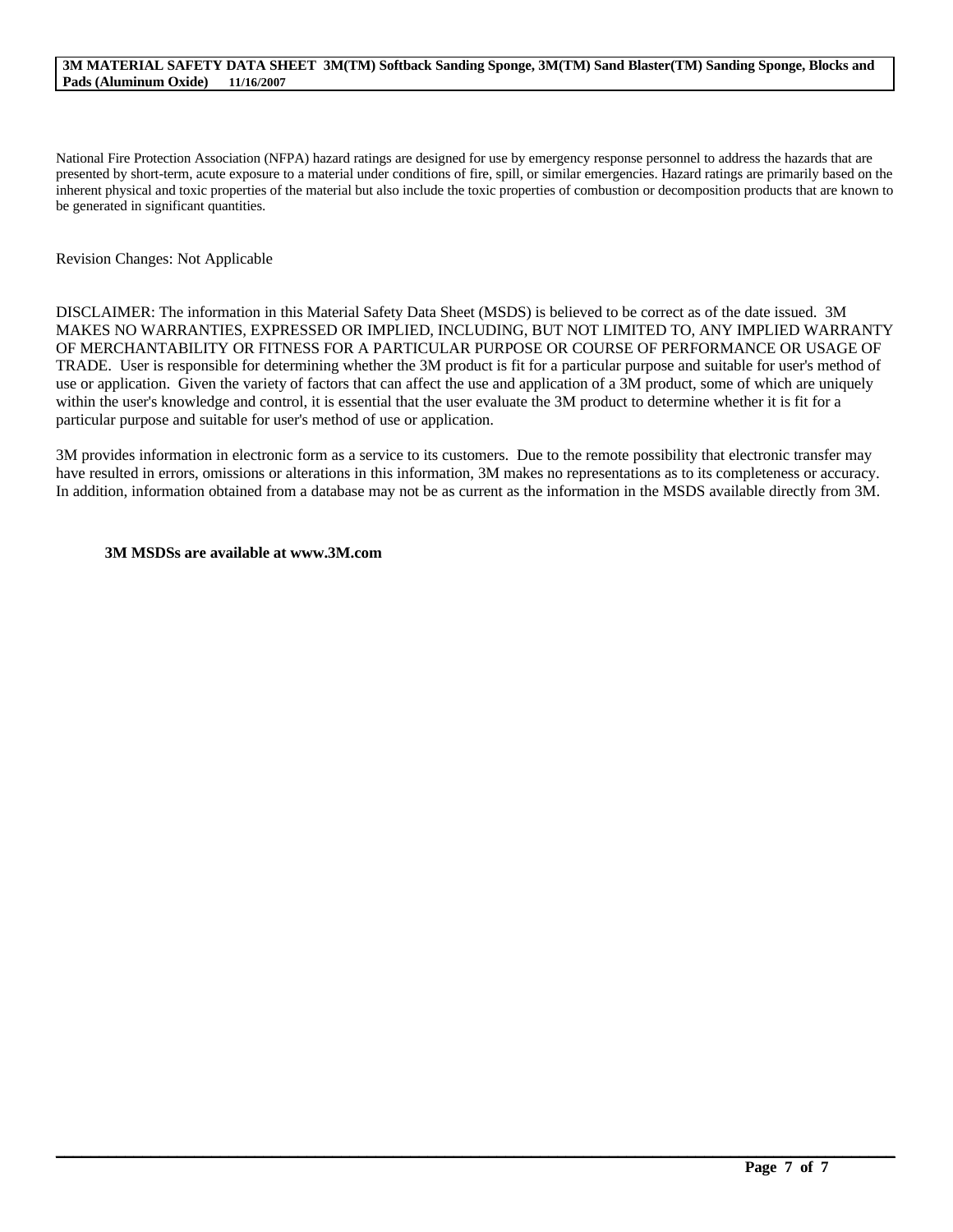National Fire Protection Association (NFPA) hazard ratings are designed for use by emergency response personnel to address the hazards that are presented by short-term, acute exposure to a material under conditions of fire, spill, or similar emergencies. Hazard ratings are primarily based on the inherent physical and toxic properties of the material but also include the toxic properties of combustion or decomposition products that are known to be generated in significant quantities.

Revision Changes: Not Applicable

DISCLAIMER: The information in this Material Safety Data Sheet (MSDS) is believed to be correct as of the date issued. 3M MAKES NO WARRANTIES, EXPRESSED OR IMPLIED, INCLUDING, BUT NOT LIMITED TO, ANY IMPLIED WARRANTY OF MERCHANTABILITY OR FITNESS FOR A PARTICULAR PURPOSE OR COURSE OF PERFORMANCE OR USAGE OF TRADE. User is responsible for determining whether the 3M product is fit for a particular purpose and suitable for user's method of use or application. Given the variety of factors that can affect the use and application of a 3M product, some of which are uniquely within the user's knowledge and control, it is essential that the user evaluate the 3M product to determine whether it is fit for a particular purpose and suitable for user's method of use or application.

3M provides information in electronic form as a service to its customers. Due to the remote possibility that electronic transfer may have resulted in errors, omissions or alterations in this information, 3M makes no representations as to its completeness or accuracy. In addition, information obtained from a database may not be as current as the information in the MSDS available directly from 3M.

**3M MSDSs are available at www.3M.com**